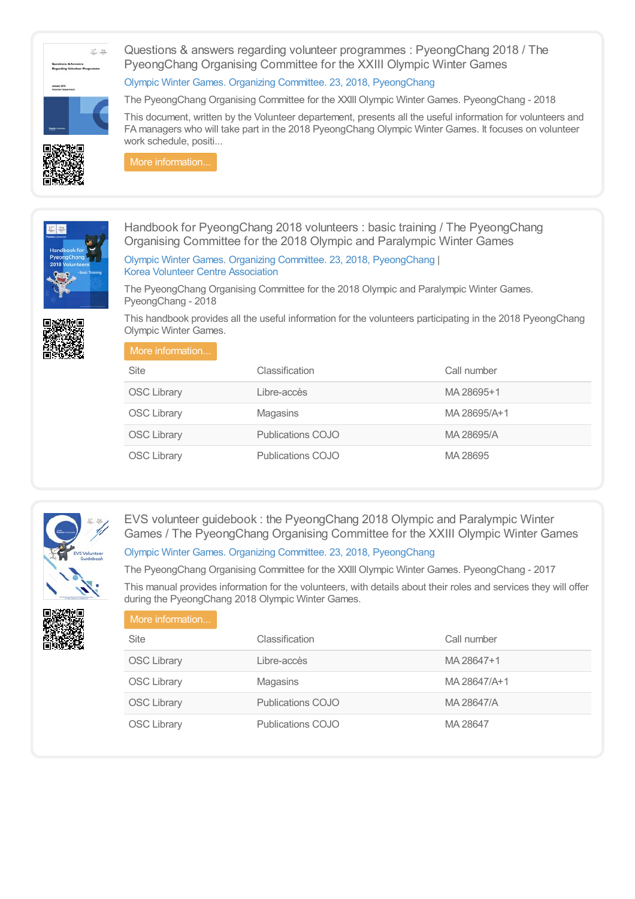## Questions & answers regarding volunteer programmes : PyeongChang 2018 / The PyeongChang Organising Committee for the XXIII Olympic Winter Games

Olympic Winter Games. Organizing Committee. 23, 2018, PyeongChang

The PyeongChang Organising Committee for the XXIII Olympic Winter Games. PyeongChang - 2018

This document, written by the Volunteer departement, presents all the useful information for volunteers and FA managers who will take part in the 2018 PyeongChang Olympic Winter Games. It focuses on volunteer work schedule, positi...

More information...

## Handbook for PyeongChang 2018 volunteers : basic training / The PyeongChang Organising Committee for the 2018 Olympic and Paralympic Winter Games

Olympic Winter Games. Organizing Committee. 23, 2018, PyeongChang | Korea Volunteer Centre Association

The PyeongChang Organising Committee for the 2018 Olympic and Paralympic Winter Games. PyeongChang - 2018

This handbook provides all the useful information for the volunteers participating in the 2018 PyeongChang Olympic Winter Games.

More information...

| Site | Classification | Call number |
| --- | --- | --- |
| OSC Library | Libre-accès | MA 28695+1 |
| OSC Library | Magasins | MA 28695/A+1 |
| OSC Library | Publications COJO | MA 28695/A |
| OSC Library | Publications COJO | MA 28695 |

## EVS volunteer guidebook : the PyeongChang 2018 Olympic and Paralympic Winter Games / The PyeongChang Organising Committee for the XXIII Olympic Winter Games

Olympic Winter Games. Organizing Committee. 23, 2018, PyeongChang

The PyeongChang Organising Committee for the XXIII Olympic Winter Games. PyeongChang - 2017

This manual provides information for the volunteers, with details about their roles and services they will offer during the PyeongChang 2018 Olympic Winter Games.

More information...

| Site | Classification | Call number |
| --- | --- | --- |
| OSC Library | Libre-accès | MA 28647+1 |
| OSC Library | Magasins | MA 28647/A+1 |
| OSC Library | Publications COJO | MA 28647/A |
| OSC Library | Publications COJO | MA 28647 |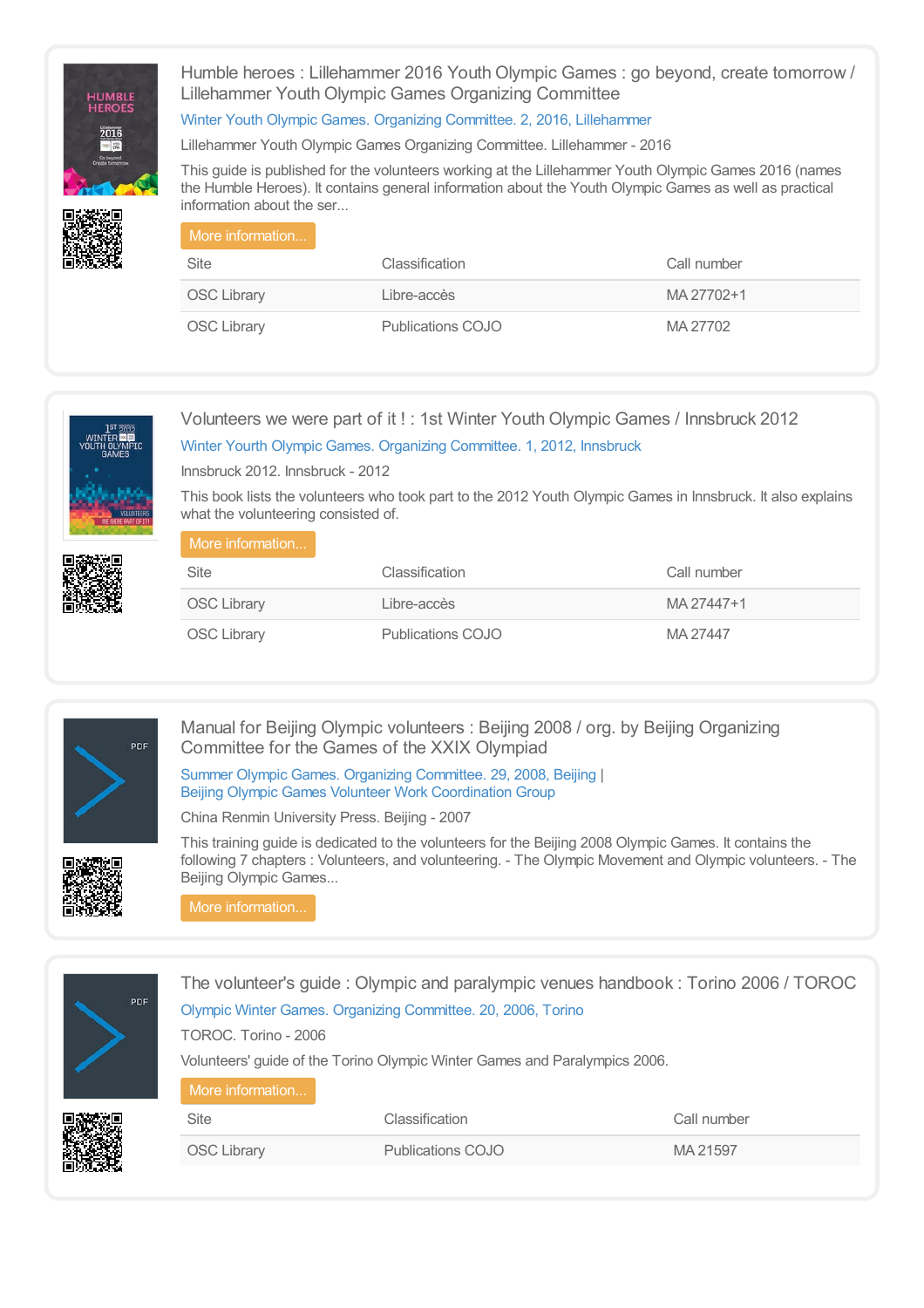Humble heroes : Lillehammer 2016 Youth Olympic Games : go beyond, create tomorrow / Lillehammer Youth Olympic Games Organizing Committee

Winter Youth Olympic Games. Organizing Committee. 2, 2016, Lillehammer

Lillehammer Youth Olympic Games Organizing Committee. Lillehammer - 2016

This guide is published for the volunteers working at the Lillehammer Youth Olympic Games 2016 (names the Humble Heroes). It contains general information about the Youth Olympic Games as well as practical information about the ser...

More information...

| Site | Classification | Call number |
| --- | --- | --- |
| OSC Library | Libre-accès | MA 27702+1 |
| OSC Library | Publications COJO | MA 27702 |

Volunteers we were part of it ! : 1st Winter Youth Olympic Games / Innsbruck 2012

Winter Yourth Olympic Games. Organizing Committee. 1, 2012, Innsbruck

Innsbruck 2012. Innsbruck - 2012

This book lists the volunteers who took part to the 2012 Youth Olympic Games in Innsbruck. It also explains what the volunteering consisted of.

More information...

| Site | Classification | Call number |
| --- | --- | --- |
| OSC Library | Libre-accès | MA 27447+1 |
| OSC Library | Publications COJO | MA 27447 |

Manual for Beijing Olympic volunteers : Beijing 2008 / org. by Beijing Organizing Committee for the Games of the XXIX Olympiad

Summer Olympic Games. Organizing Committee. 29, 2008, Beijing | Beijing Olympic Games Volunteer Work Coordination Group

China Renmin University Press. Beijing - 2007

This training guide is dedicated to the volunteers for the Beijing 2008 Olympic Games. It contains the following 7 chapters : Volunteers, and volunteering. - The Olympic Movement and Olympic volunteers. - The Beijing Olympic Games...

More information...

The volunteer's guide : Olympic and paralympic venues handbook : Torino 2006 / TOROC

Olympic Winter Games. Organizing Committee. 20, 2006, Torino

TOROC. Torino - 2006

Volunteers' guide of the Torino Olympic Winter Games and Paralympics 2006.

More information...

| Site | Classification | Call number |
| --- | --- | --- |
| OSC Library | Publications COJO | MA 21597 |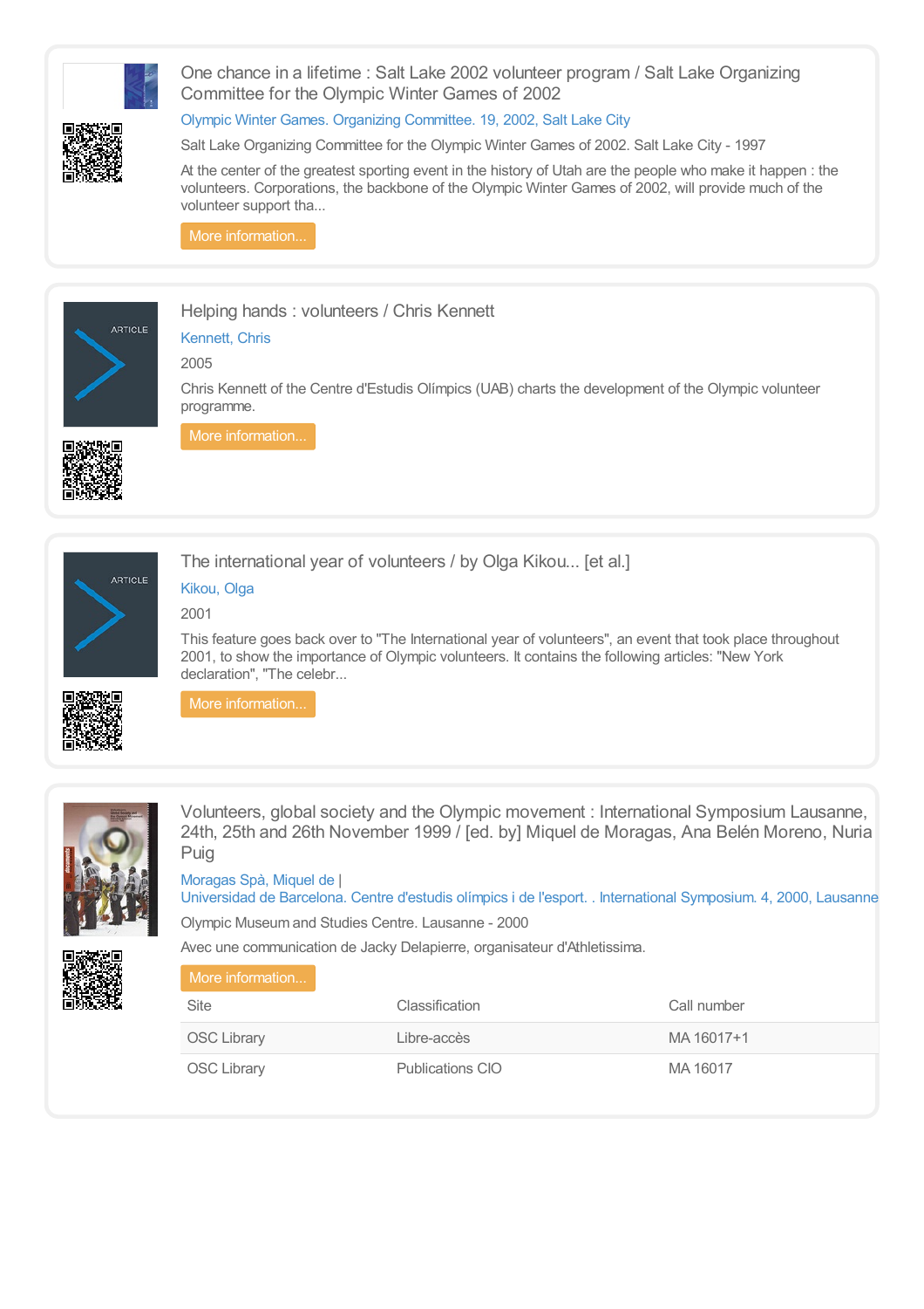## One chance in a lifetime : Salt Lake 2002 volunteer program / Salt Lake Organizing Committee for the Olympic Winter Games of 2002

Olympic Winter Games. Organizing Committee. 19, 2002, Salt Lake City

Salt Lake Organizing Committee for the Olympic Winter Games of 2002. Salt Lake City - 1997

At the center of the greatest sporting event in the history of Utah are the people who make it happen : the volunteers. Corporations, the backbone of the Olympic Winter Games of 2002, will provide much of the volunteer support tha...

More information...

## Helping hands : volunteers / Chris Kennett

Kennett, Chris

2005

Chris Kennett of the Centre d'Estudis Olímpics (UAB) charts the development of the Olympic volunteer programme.

More information...

## The international year of volunteers / by Olga Kikou... [et al.]

Kikou, Olga

2001

This feature goes back over to "The International year of volunteers", an event that took place throughout 2001, to show the importance of Olympic volunteers. It contains the following articles: "New York declaration", "The celebr...

More information...

## Volunteers, global society and the Olympic movement : International Symposium Lausanne, 24th, 25th and 26th November 1999 / [ed. by] Miquel de Moragas, Ana Belén Moreno, Nuria Puig

Moragas Spà, Miquel de |
Universidad de Barcelona. Centre d'estudis olímpics i de l'esport. . International Symposium. 4, 2000, Lausanne

Olympic Museum and Studies Centre. Lausanne - 2000

Avec une communication de Jacky Delapierre, organisateur d'Athletissima.

More information...

| Site | Classification | Call number |
|---|---|---|
| OSC Library | Libre-accès | MA 16017+1 |
| OSC Library | Publications CIO | MA 16017 |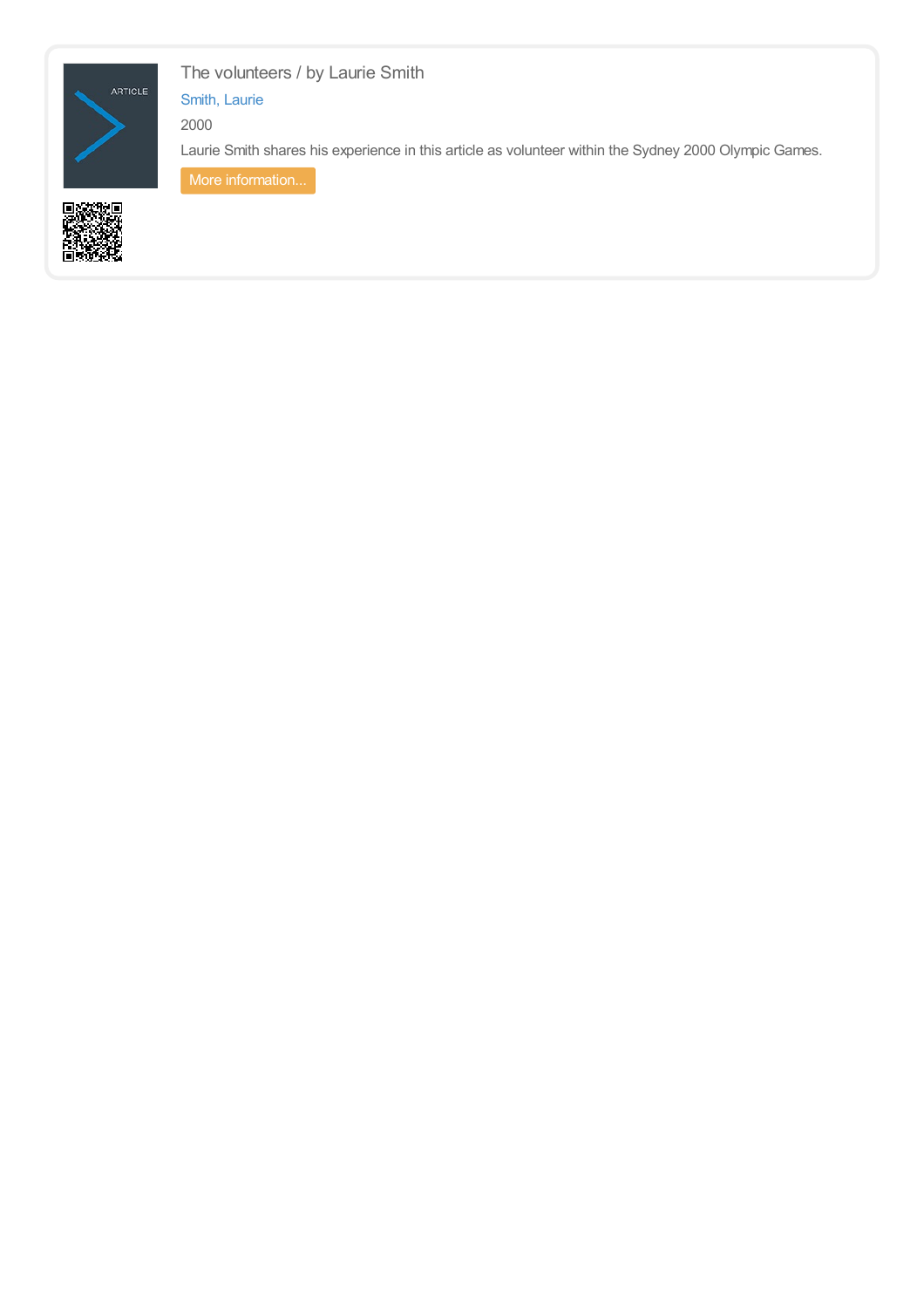The volunteers / by Laurie Smith

Smith, Laurie

2000

Laurie Smith shares his experience in this article as volunteer within the Sydney 2000 Olympic Games.

More information...